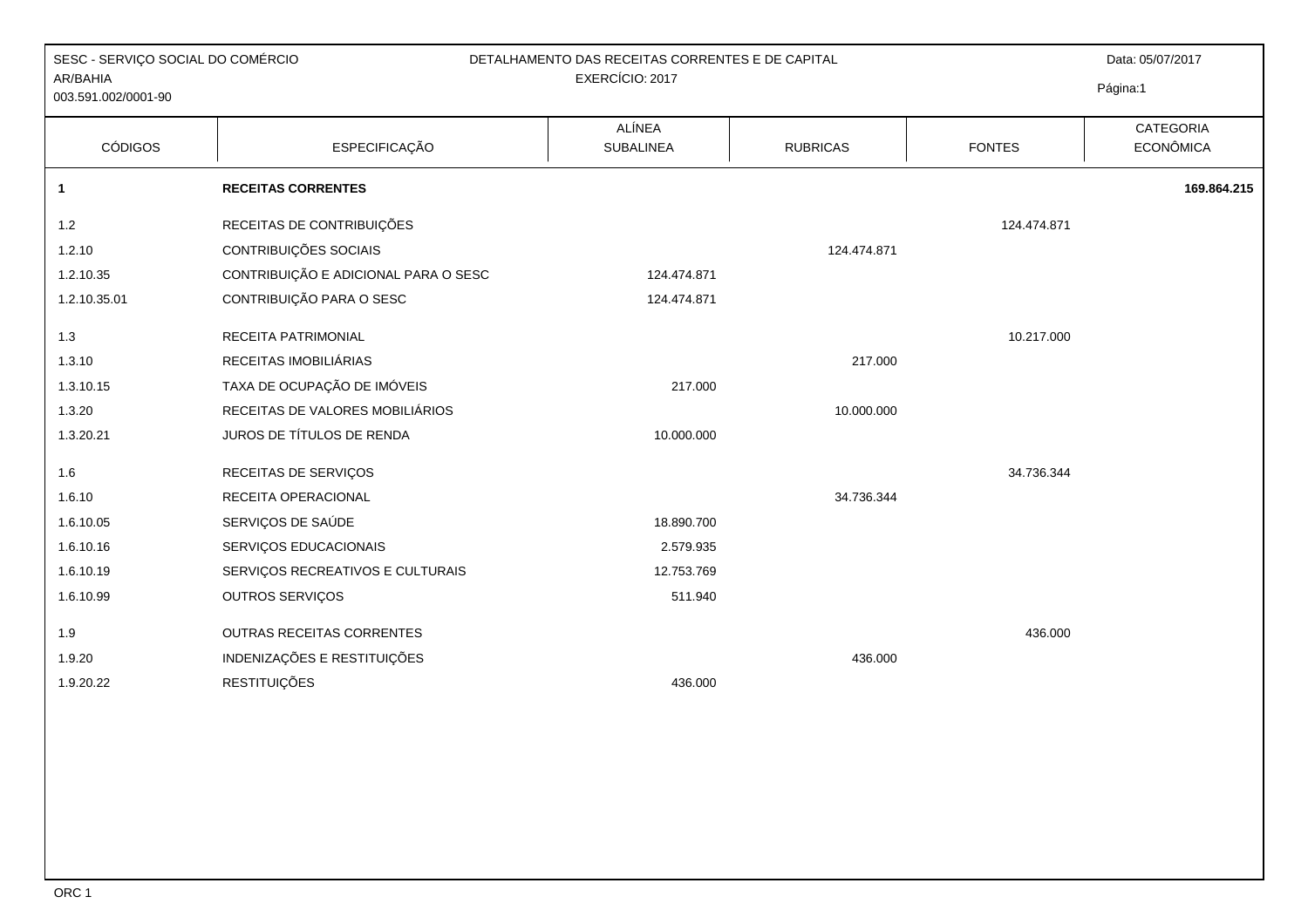SESC - SERVIÇO SOCIAL DO COMÉRCIO
AR/BAHIA
003.591.002/0001-90

DETALHAMENTO DAS RECEITAS CORRENTES E DE CAPITAL
EXERCÍCIO: 2017

Data: 05/07/2017

| CÓDIGOS | ESPECIFICAÇÃO | ALÍNEA SUBALINEA | RUBRICAS | FONTES | CATEGORIA ECONÔMICA |
|---|---|---|---|---|---|
| **1** | **RECEITAS CORRENTES** | | | | **169.864.215** |
| 1.2 | RECEITAS DE CONTRIBUIÇÕES | | | 124.474.871 | |
| 1.2.10 | CONTRIBUIÇÕES SOCIAIS | | 124.474.871 | | |
| 1.2.10.35 | CONTRIBUIÇÃO E ADICIONAL PARA O SESC | 124.474.871 | | | |
| 1.2.10.35.01 | CONTRIBUIÇÃO PARA O SESC | 124.474.871 | | | |
| 1.3 | RECEITA PATRIMONIAL | | | 10.217.000 | |
| 1.3.10 | RECEITAS IMOBILIÁRIAS | | 217.000 | | |
| 1.3.10.15 | TAXA DE OCUPAÇÃO DE IMÓVEIS | 217.000 | | | |
| 1.3.20 | RECEITAS DE VALORES MOBILIÁRIOS | | 10.000.000 | | |
| 1.3.20.21 | JUROS DE TÍTULOS DE RENDA | 10.000.000 | | | |
| 1.6 | RECEITAS DE SERVIÇOS | | | 34.736.344 | |
| 1.6.10 | RECEITA OPERACIONAL | | 34.736.344 | | |
| 1.6.10.05 | SERVIÇOS DE SAÚDE | 18.890.700 | | | |
| 1.6.10.16 | SERVIÇOS EDUCACIONAIS | 2.579.935 | | | |
| 1.6.10.19 | SERVIÇOS RECREATIVOS E CULTURAIS | 12.753.769 | | | |
| 1.6.10.99 | OUTROS SERVIÇOS | 511.940 | | | |
| 1.9 | OUTRAS RECEITAS CORRENTES | | | 436.000 | |
| 1.9.20 | INDENIZAÇÕES E RESTITUIÇÕES | | 436.000 | | |
| 1.9.20.22 | RESTITUIÇÕES | 436.000 | | | |

ORC 1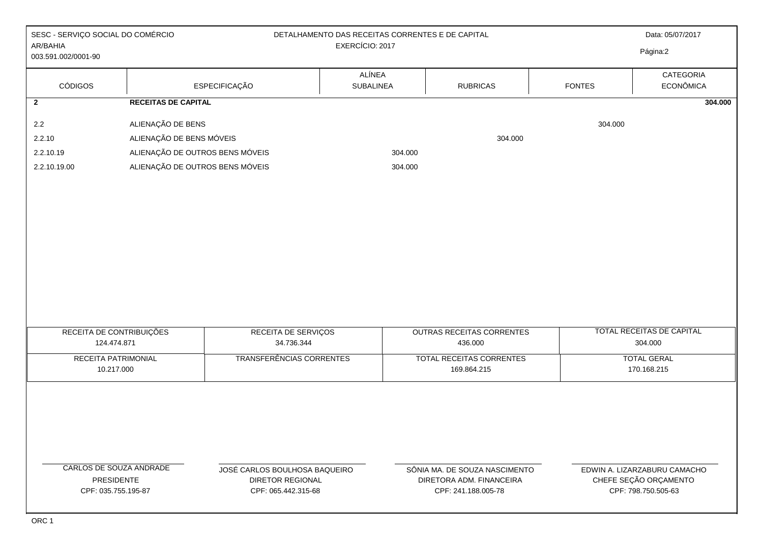SESC - SERVIÇO SOCIAL DO COMÉRCIO
AR/BAHIA
003.591.002/0001-90

DETALHAMENTO DAS RECEITAS CORRENTES E DE CAPITAL
EXERCÍCIO: 2017

Data: 05/07/2017

| CÓDIGOS | ESPECIFICAÇÃO | ALÍNEA SUBALINEA | RUBRICAS | FONTES | CATEGORIA ECONÔMICA |
|---|---|---|---|---|---|
| **2** | **RECEITAS DE CAPITAL** | | | | **304.000** |
| 2.2 | ALIENAÇÃO DE BENS | | | 304.000 | |
| 2.2.10 | ALIENAÇÃO DE BENS MÓVEIS | | 304.000 | | |
| 2.2.10.19 | ALIENAÇÃO DE OUTROS BENS MÓVEIS | 304.000 | | | |
| 2.2.10.19.00 | ALIENAÇÃO DE OUTROS BENS MÓVEIS | 304.000 | | | |

| | | | |
|---|---|---|---|
| RECEITA DE CONTRIBUIÇÕES<br>124.474.871 | RECEITA DE SERVIÇOS<br>34.736.344 | OUTRAS RECEITAS CORRENTES<br>436.000 | TOTAL RECEITAS DE CAPITAL<br>304.000 |
| RECEITA PATRIMONIAL<br>10.217.000 | TRANSFERÊNCIAS CORRENTES | TOTAL RECEITAS CORRENTES<br>169.864.215 | TOTAL GERAL<br>170.168.215 |

| | | | |
|---|---|---|---|
| CARLOS DE SOUZA ANDRADE<br>PRESIDENTE<br>CPF: 035.755.195-87 | JOSÉ CARLOS BOULHOSA BAQUEIRO<br>DIRETOR REGIONAL<br>CPF: 065.442.315-68 | SÔNIA MA. DE SOUZA NASCIMENTO<br>DIRETORA ADM. FINANCEIRA<br>CPF: 241.188.005-78 | EDWIN A. LIZARZABURU CAMACHO<br>CHEFE SEÇÃO ORÇAMENTO<br>CPF: 798.750.505-63 |

ORC 1